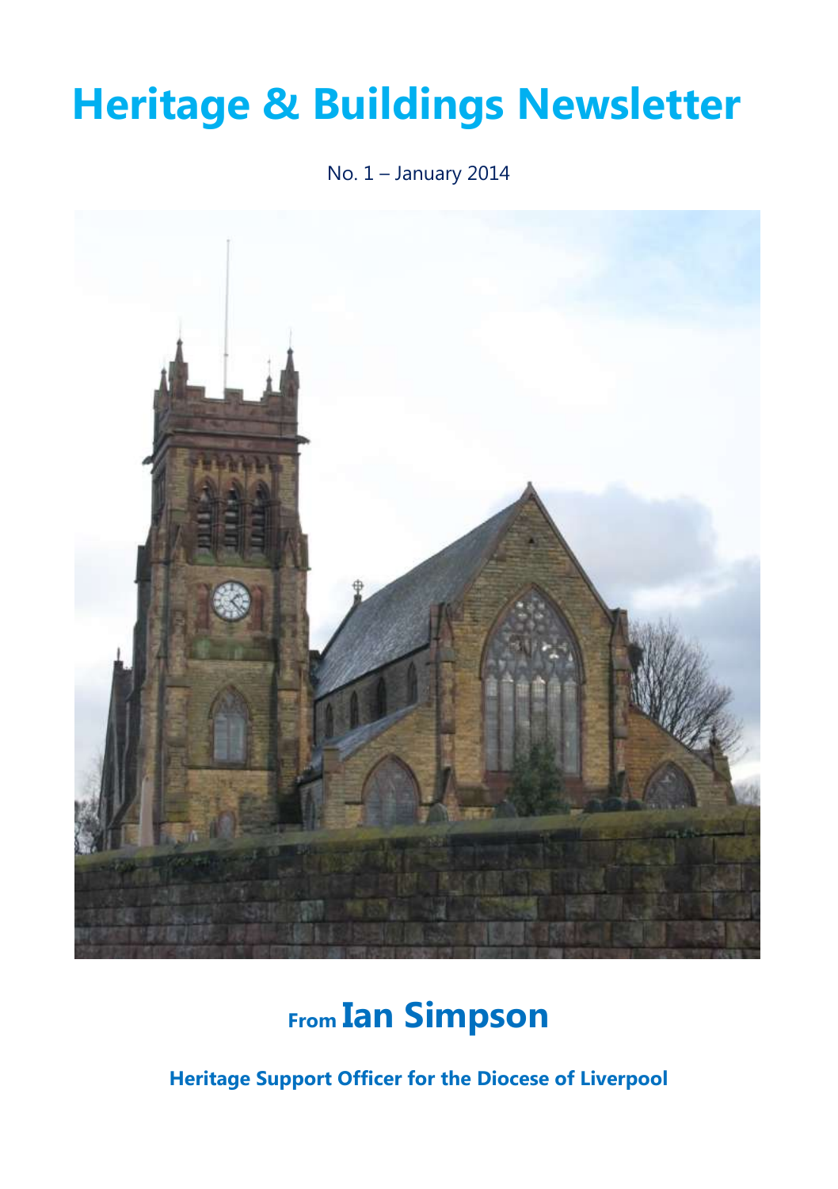# Heritage & Buildings Newsletter

No. 1 – January 2014

## From Ian Simpson

**Heritage Support Officer for the Diocese of Liverpool**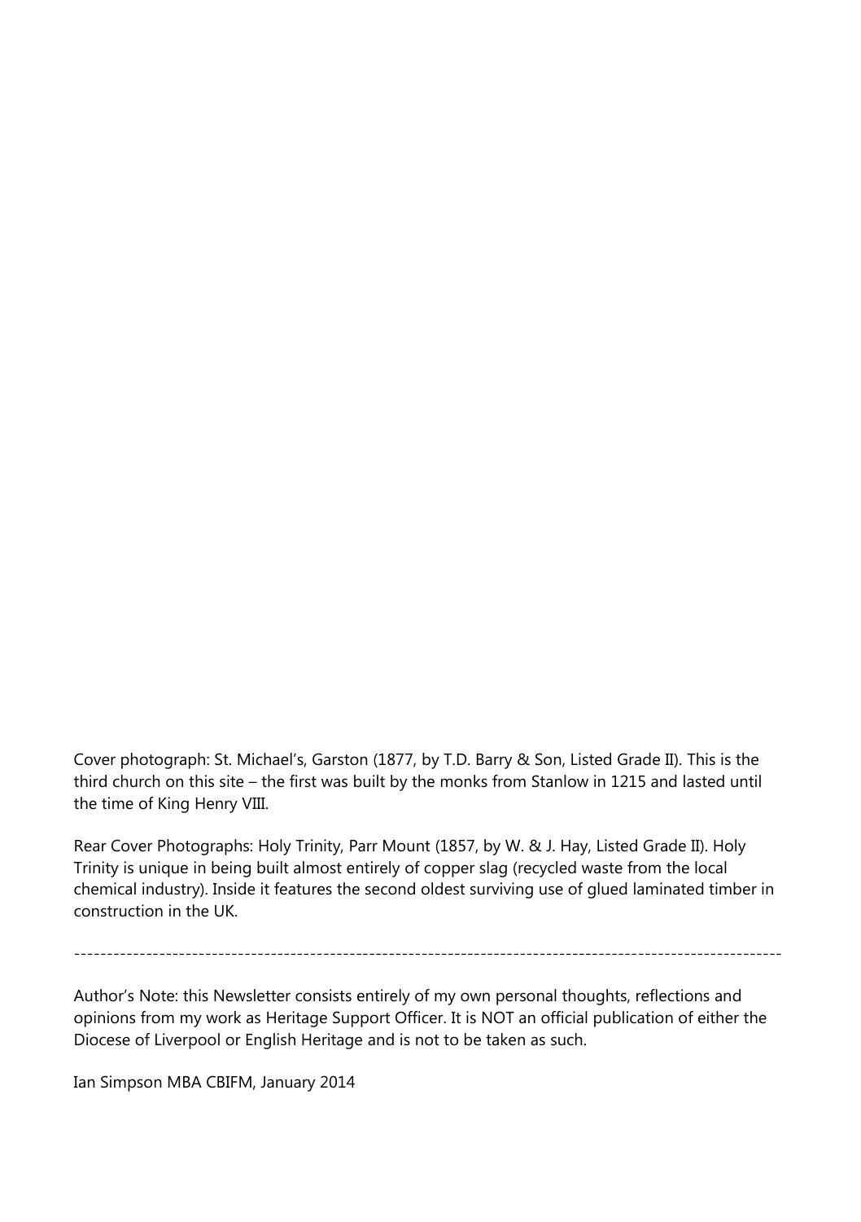Cover photograph: St. Michael's, Garston (1877, by T.D. Barry & Son, Listed Grade II). This is the third church on this site – the first was built by the monks from Stanlow in 1215 and lasted until the time of King Henry VIII.

Rear Cover Photographs: Holy Trinity, Parr Mount (1857, by W. & J. Hay, Listed Grade II). Holy Trinity is unique in being built almost entirely of copper slag (recycled waste from the local chemical industry). Inside it features the second oldest surviving use of glued laminated timber in construction in the UK.

---

Author's Note: this Newsletter consists entirely of my own personal thoughts, reflections and opinions from my work as Heritage Support Officer. It is NOT an official publication of either the Diocese of Liverpool or English Heritage and is not to be taken as such.

Ian Simpson MBA CBIFM, January 2014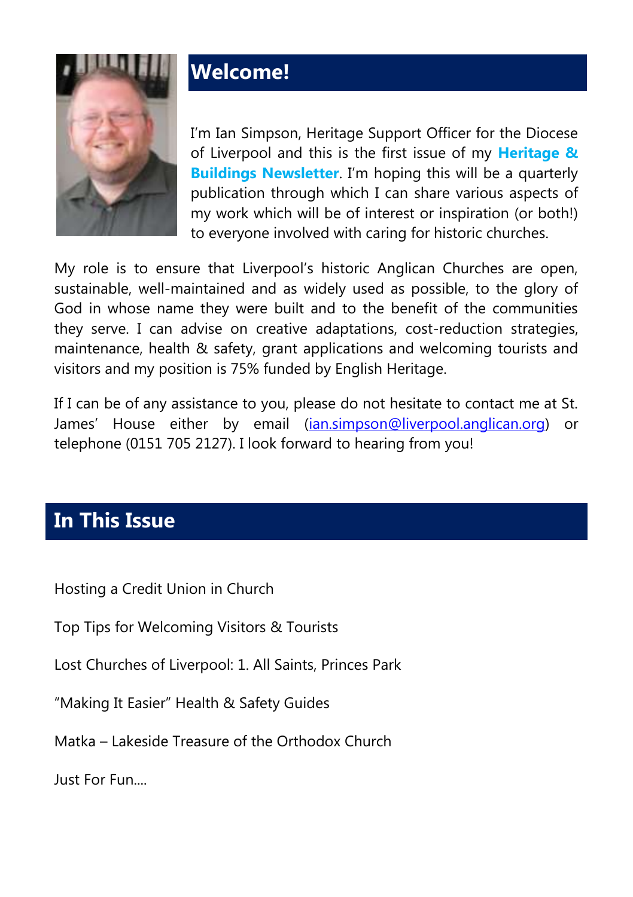## Welcome!

I'm Ian Simpson, Heritage Support Officer for the Diocese of Liverpool and this is the first issue of my **Heritage & Buildings Newsletter**. I'm hoping this will be a quarterly publication through which I can share various aspects of my work which will be of interest or inspiration (or both!) to everyone involved with caring for historic churches.

My role is to ensure that Liverpool's historic Anglican Churches are open, sustainable, well-maintained and as widely used as possible, to the glory of God in whose name they were built and to the benefit of the communities they serve. I can advise on creative adaptations, cost-reduction strategies, maintenance, health & safety, grant applications and welcoming tourists and visitors and my position is 75% funded by English Heritage.

If I can be of any assistance to you, please do not hesitate to contact me at St. James' House either by email (ian.simpson@liverpool.anglican.org) or telephone (0151 705 2127). I look forward to hearing from you!

## In This Issue

Hosting a Credit Union in Church

Top Tips for Welcoming Visitors & Tourists

Lost Churches of Liverpool: 1. All Saints, Princes Park

"Making It Easier" Health & Safety Guides

Matka – Lakeside Treasure of the Orthodox Church

Just For Fun....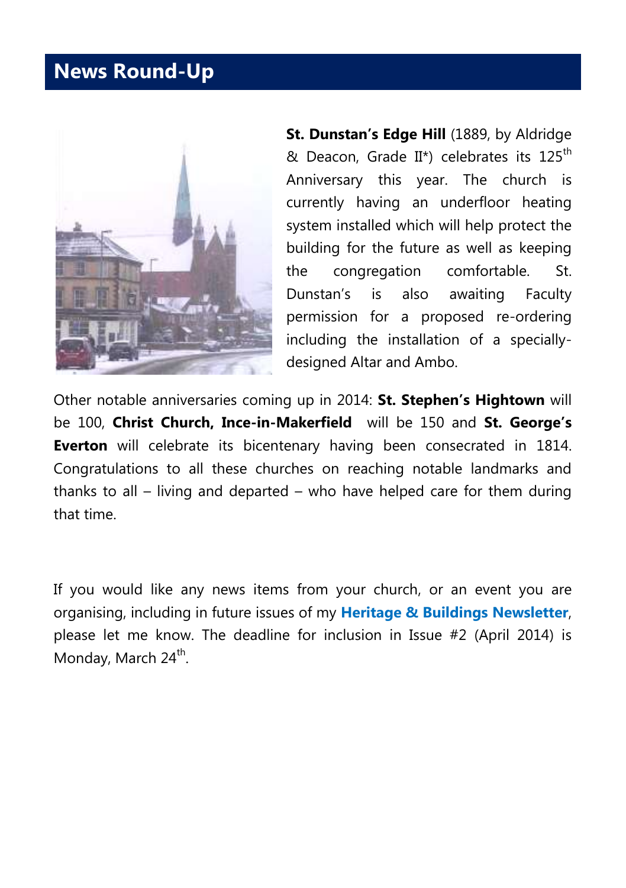## News Round-Up

**St. Dunstan's Edge Hill** (1889, by Aldridge & Deacon, Grade II*) celebrates its 125th Anniversary this year. The church is currently having an underfloor heating system installed which will help protect the building for the future as well as keeping the congregation comfortable. St. Dunstan's is also awaiting Faculty permission for a proposed re-ordering including the installation of a specially-designed Altar and Ambo.

Other notable anniversaries coming up in 2014: **St. Stephen's Hightown** will be 100, **Christ Church, Ince-in-Makerfield** will be 150 and **St. George's Everton** will celebrate its bicentenary having been consecrated in 1814. Congratulations to all these churches on reaching notable landmarks and thanks to all – living and departed – who have helped care for them during that time.

If you would like any news items from your church, or an event you are organising, including in future issues of my **Heritage & Buildings Newsletter**, please let me know. The deadline for inclusion in Issue #2 (April 2014) is Monday, March 24th.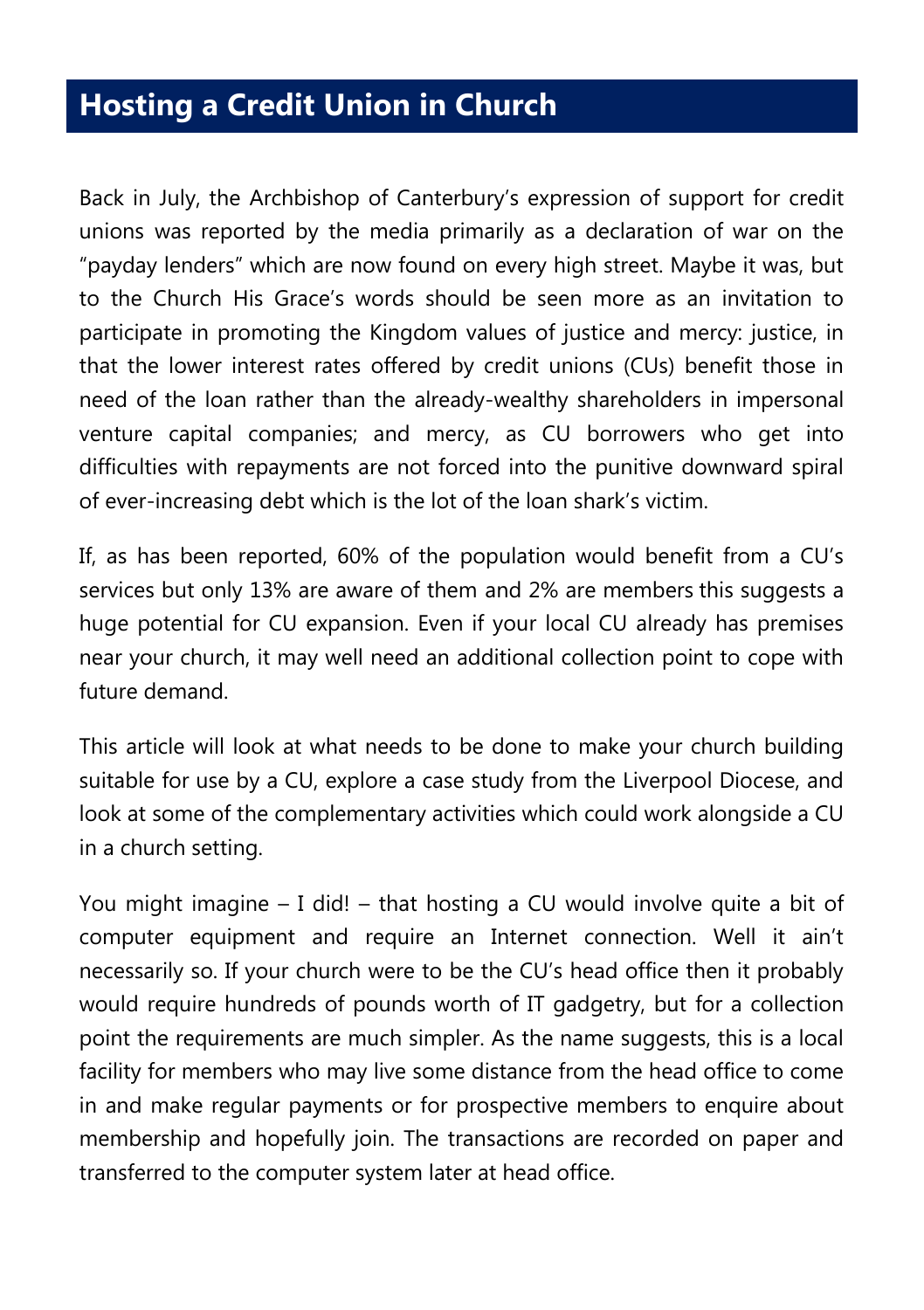## Hosting a Credit Union in Church

Back in July, the Archbishop of Canterbury's expression of support for credit unions was reported by the media primarily as a declaration of war on the "payday lenders" which are now found on every high street. Maybe it was, but to the Church His Grace's words should be seen more as an invitation to participate in promoting the Kingdom values of justice and mercy: justice, in that the lower interest rates offered by credit unions (CUs) benefit those in need of the loan rather than the already-wealthy shareholders in impersonal venture capital companies; and mercy, as CU borrowers who get into difficulties with repayments are not forced into the punitive downward spiral of ever-increasing debt which is the lot of the loan shark's victim.

If, as has been reported, 60% of the population would benefit from a CU's services but only 13% are aware of them and 2% are members this suggests a huge potential for CU expansion. Even if your local CU already has premises near your church, it may well need an additional collection point to cope with future demand.

This article will look at what needs to be done to make your church building suitable for use by a CU, explore a case study from the Liverpool Diocese, and look at some of the complementary activities which could work alongside a CU in a church setting.

You might imagine – I did! – that hosting a CU would involve quite a bit of computer equipment and require an Internet connection. Well it ain't necessarily so. If your church were to be the CU's head office then it probably would require hundreds of pounds worth of IT gadgetry, but for a collection point the requirements are much simpler. As the name suggests, this is a local facility for members who may live some distance from the head office to come in and make regular payments or for prospective members to enquire about membership and hopefully join. The transactions are recorded on paper and transferred to the computer system later at head office.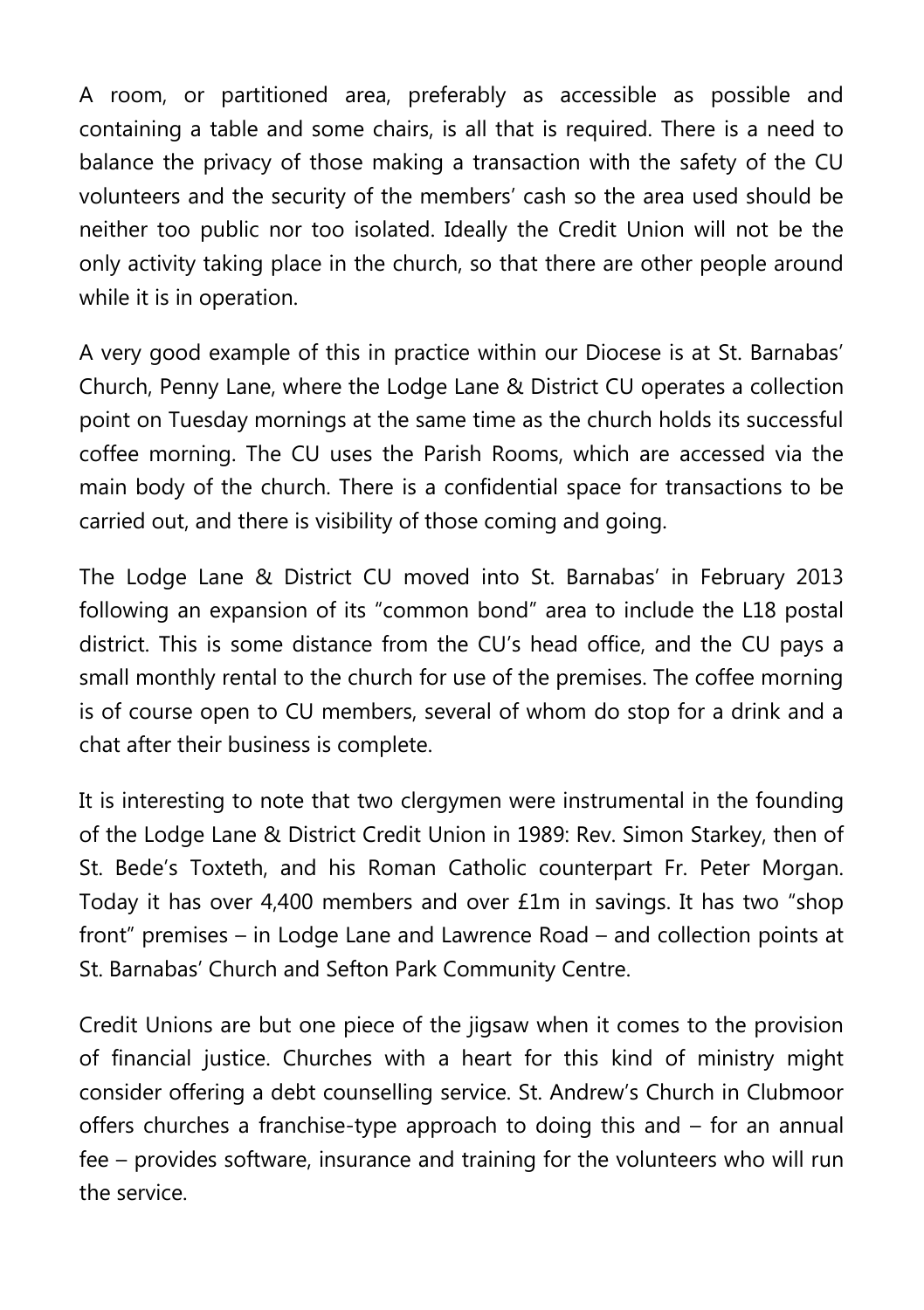A room, or partitioned area, preferably as accessible as possible and containing a table and some chairs, is all that is required. There is a need to balance the privacy of those making a transaction with the safety of the CU volunteers and the security of the members' cash so the area used should be neither too public nor too isolated. Ideally the Credit Union will not be the only activity taking place in the church, so that there are other people around while it is in operation.

A very good example of this in practice within our Diocese is at St. Barnabas' Church, Penny Lane, where the Lodge Lane & District CU operates a collection point on Tuesday mornings at the same time as the church holds its successful coffee morning. The CU uses the Parish Rooms, which are accessed via the main body of the church. There is a confidential space for transactions to be carried out, and there is visibility of those coming and going.

The Lodge Lane & District CU moved into St. Barnabas' in February 2013 following an expansion of its "common bond" area to include the L18 postal district. This is some distance from the CU's head office, and the CU pays a small monthly rental to the church for use of the premises. The coffee morning is of course open to CU members, several of whom do stop for a drink and a chat after their business is complete.

It is interesting to note that two clergymen were instrumental in the founding of the Lodge Lane & District Credit Union in 1989: Rev. Simon Starkey, then of St. Bede's Toxteth, and his Roman Catholic counterpart Fr. Peter Morgan. Today it has over 4,400 members and over £1m in savings. It has two "shop front" premises – in Lodge Lane and Lawrence Road – and collection points at St. Barnabas' Church and Sefton Park Community Centre.

Credit Unions are but one piece of the jigsaw when it comes to the provision of financial justice. Churches with a heart for this kind of ministry might consider offering a debt counselling service. St. Andrew's Church in Clubmoor offers churches a franchise-type approach to doing this and – for an annual fee – provides software, insurance and training for the volunteers who will run the service.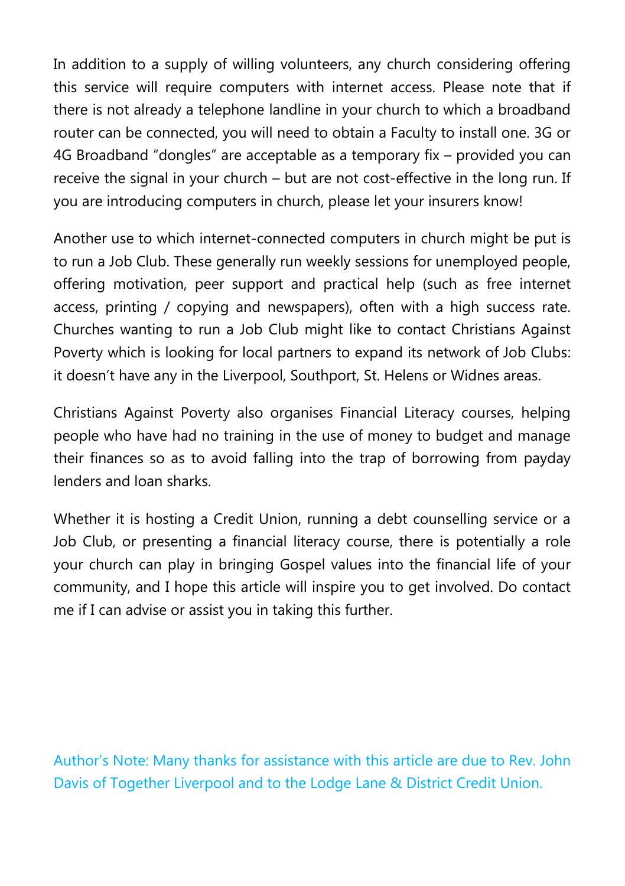In addition to a supply of willing volunteers, any church considering offering this service will require computers with internet access. Please note that if there is not already a telephone landline in your church to which a broadband router can be connected, you will need to obtain a Faculty to install one. 3G or 4G Broadband "dongles" are acceptable as a temporary fix – provided you can receive the signal in your church – but are not cost-effective in the long run. If you are introducing computers in church, please let your insurers know!

Another use to which internet-connected computers in church might be put is to run a Job Club. These generally run weekly sessions for unemployed people, offering motivation, peer support and practical help (such as free internet access, printing / copying and newspapers), often with a high success rate. Churches wanting to run a Job Club might like to contact Christians Against Poverty which is looking for local partners to expand its network of Job Clubs: it doesn't have any in the Liverpool, Southport, St. Helens or Widnes areas.

Christians Against Poverty also organises Financial Literacy courses, helping people who have had no training in the use of money to budget and manage their finances so as to avoid falling into the trap of borrowing from payday lenders and loan sharks.

Whether it is hosting a Credit Union, running a debt counselling service or a Job Club, or presenting a financial literacy course, there is potentially a role your church can play in bringing Gospel values into the financial life of your community, and I hope this article will inspire you to get involved. Do contact me if I can advise or assist you in taking this further.

Author's Note: Many thanks for assistance with this article are due to Rev. John Davis of Together Liverpool and to the Lodge Lane & District Credit Union.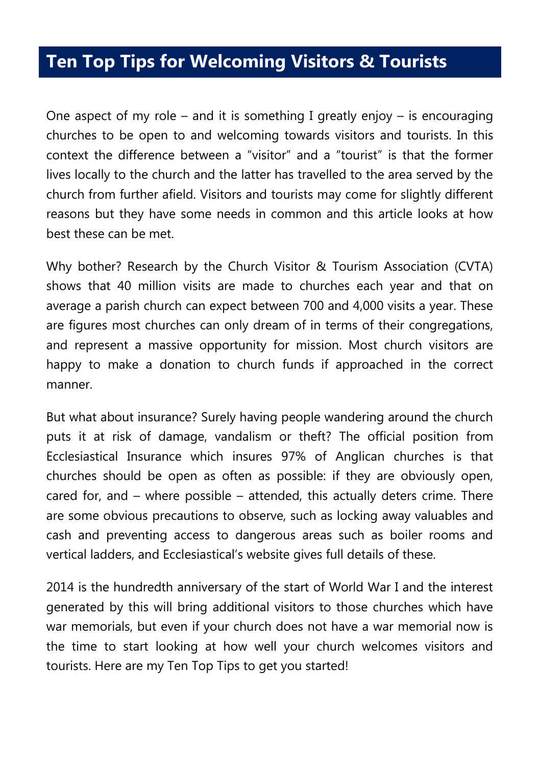## Ten Top Tips for Welcoming Visitors & Tourists

One aspect of my role – and it is something I greatly enjoy – is encouraging churches to be open to and welcoming towards visitors and tourists. In this context the difference between a "visitor" and a "tourist" is that the former lives locally to the church and the latter has travelled to the area served by the church from further afield. Visitors and tourists may come for slightly different reasons but they have some needs in common and this article looks at how best these can be met.

Why bother? Research by the Church Visitor & Tourism Association (CVTA) shows that 40 million visits are made to churches each year and that on average a parish church can expect between 700 and 4,000 visits a year. These are figures most churches can only dream of in terms of their congregations, and represent a massive opportunity for mission. Most church visitors are happy to make a donation to church funds if approached in the correct manner.

But what about insurance? Surely having people wandering around the church puts it at risk of damage, vandalism or theft? The official position from Ecclesiastical Insurance which insures 97% of Anglican churches is that churches should be open as often as possible: if they are obviously open, cared for, and – where possible – attended, this actually deters crime. There are some obvious precautions to observe, such as locking away valuables and cash and preventing access to dangerous areas such as boiler rooms and vertical ladders, and Ecclesiastical's website gives full details of these.

2014 is the hundredth anniversary of the start of World War I and the interest generated by this will bring additional visitors to those churches which have war memorials, but even if your church does not have a war memorial now is the time to start looking at how well your church welcomes visitors and tourists. Here are my Ten Top Tips to get you started!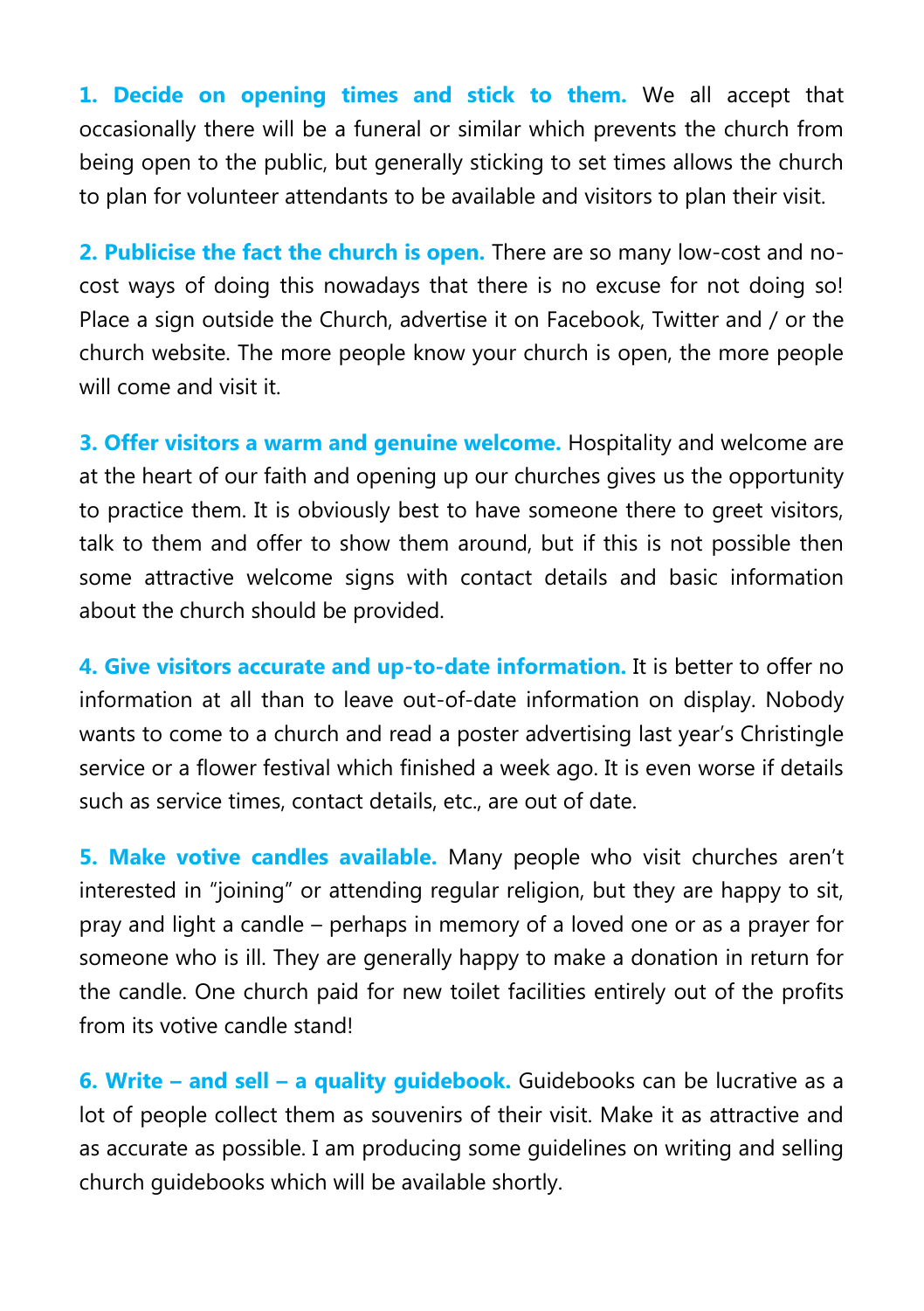**1. Decide on opening times and stick to them.** We all accept that occasionally there will be a funeral or similar which prevents the church from being open to the public, but generally sticking to set times allows the church to plan for volunteer attendants to be available and visitors to plan their visit.

**2. Publicise the fact the church is open.** There are so many low-cost and no-cost ways of doing this nowadays that there is no excuse for not doing so! Place a sign outside the Church, advertise it on Facebook, Twitter and / or the church website. The more people know your church is open, the more people will come and visit it.

**3. Offer visitors a warm and genuine welcome.** Hospitality and welcome are at the heart of our faith and opening up our churches gives us the opportunity to practice them. It is obviously best to have someone there to greet visitors, talk to them and offer to show them around, but if this is not possible then some attractive welcome signs with contact details and basic information about the church should be provided.

**4. Give visitors accurate and up-to-date information.** It is better to offer no information at all than to leave out-of-date information on display. Nobody wants to come to a church and read a poster advertising last year's Christingle service or a flower festival which finished a week ago. It is even worse if details such as service times, contact details, etc., are out of date.

**5. Make votive candles available.** Many people who visit churches aren't interested in "joining" or attending regular religion, but they are happy to sit, pray and light a candle – perhaps in memory of a loved one or as a prayer for someone who is ill. They are generally happy to make a donation in return for the candle. One church paid for new toilet facilities entirely out of the profits from its votive candle stand!

**6. Write – and sell – a quality guidebook.** Guidebooks can be lucrative as a lot of people collect them as souvenirs of their visit. Make it as attractive and as accurate as possible. I am producing some guidelines on writing and selling church guidebooks which will be available shortly.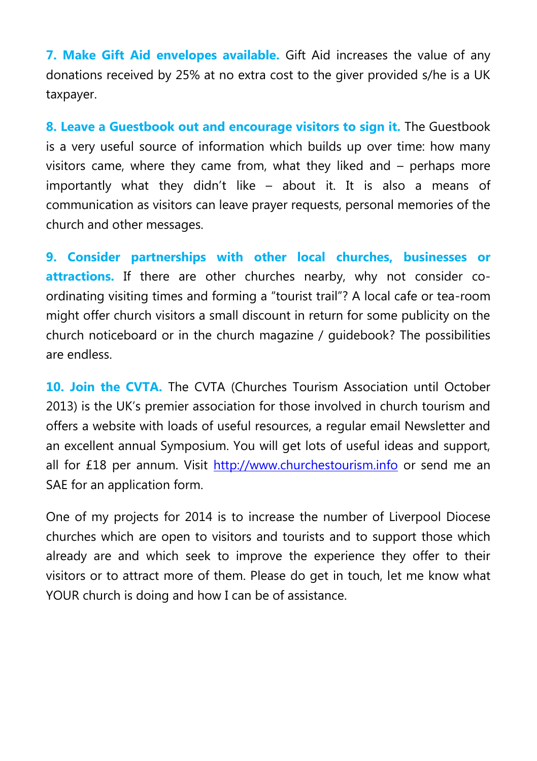**7. Make Gift Aid envelopes available.** Gift Aid increases the value of any donations received by 25% at no extra cost to the giver provided s/he is a UK taxpayer.

**8. Leave a Guestbook out and encourage visitors to sign it.** The Guestbook is a very useful source of information which builds up over time: how many visitors came, where they came from, what they liked and – perhaps more importantly what they didn't like – about it. It is also a means of communication as visitors can leave prayer requests, personal memories of the church and other messages.

**9. Consider partnerships with other local churches, businesses or attractions.** If there are other churches nearby, why not consider co-ordinating visiting times and forming a "tourist trail"? A local cafe or tea-room might offer church visitors a small discount in return for some publicity on the church noticeboard or in the church magazine / guidebook? The possibilities are endless.

**10. Join the CVTA.** The CVTA (Churches Tourism Association until October 2013) is the UK's premier association for those involved in church tourism and offers a website with loads of useful resources, a regular email Newsletter and an excellent annual Symposium. You will get lots of useful ideas and support, all for £18 per annum. Visit [http://www.churchestourism.info](http://www.churchestourism.info) or send me an SAE for an application form.

One of my projects for 2014 is to increase the number of Liverpool Diocese churches which are open to visitors and tourists and to support those which already are and which seek to improve the experience they offer to their visitors or to attract more of them. Please do get in touch, let me know what YOUR church is doing and how I can be of assistance.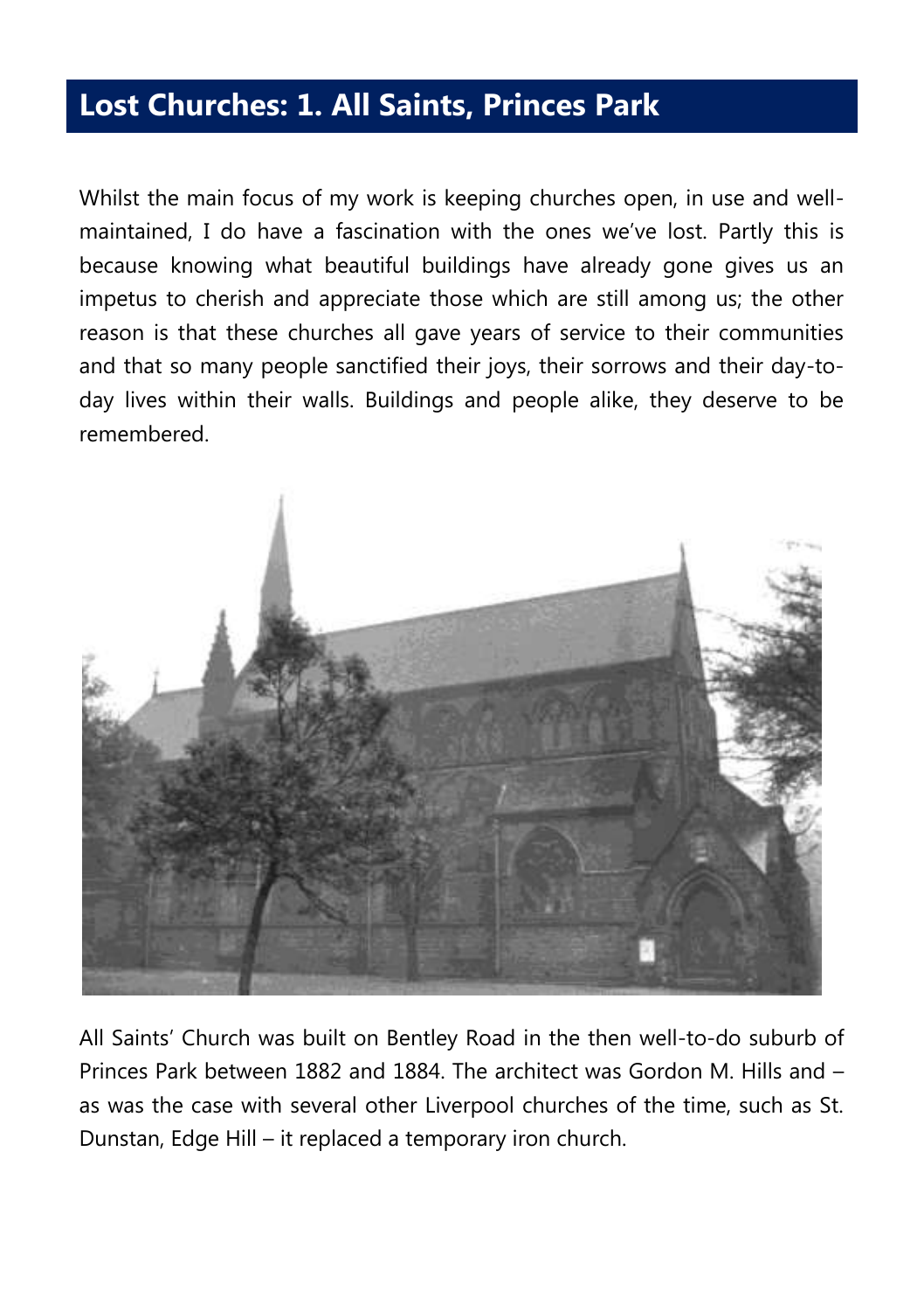## Lost Churches: 1. All Saints, Princes Park

Whilst the main focus of my work is keeping churches open, in use and well-maintained, I do have a fascination with the ones we've lost. Partly this is because knowing what beautiful buildings have already gone gives us an impetus to cherish and appreciate those which are still among us; the other reason is that these churches all gave years of service to their communities and that so many people sanctified their joys, their sorrows and their day-to-day lives within their walls. Buildings and people alike, they deserve to be remembered.

All Saints' Church was built on Bentley Road in the then well-to-do suburb of Princes Park between 1882 and 1884. The architect was Gordon M. Hills and – as was the case with several other Liverpool churches of the time, such as St. Dunstan, Edge Hill – it replaced a temporary iron church.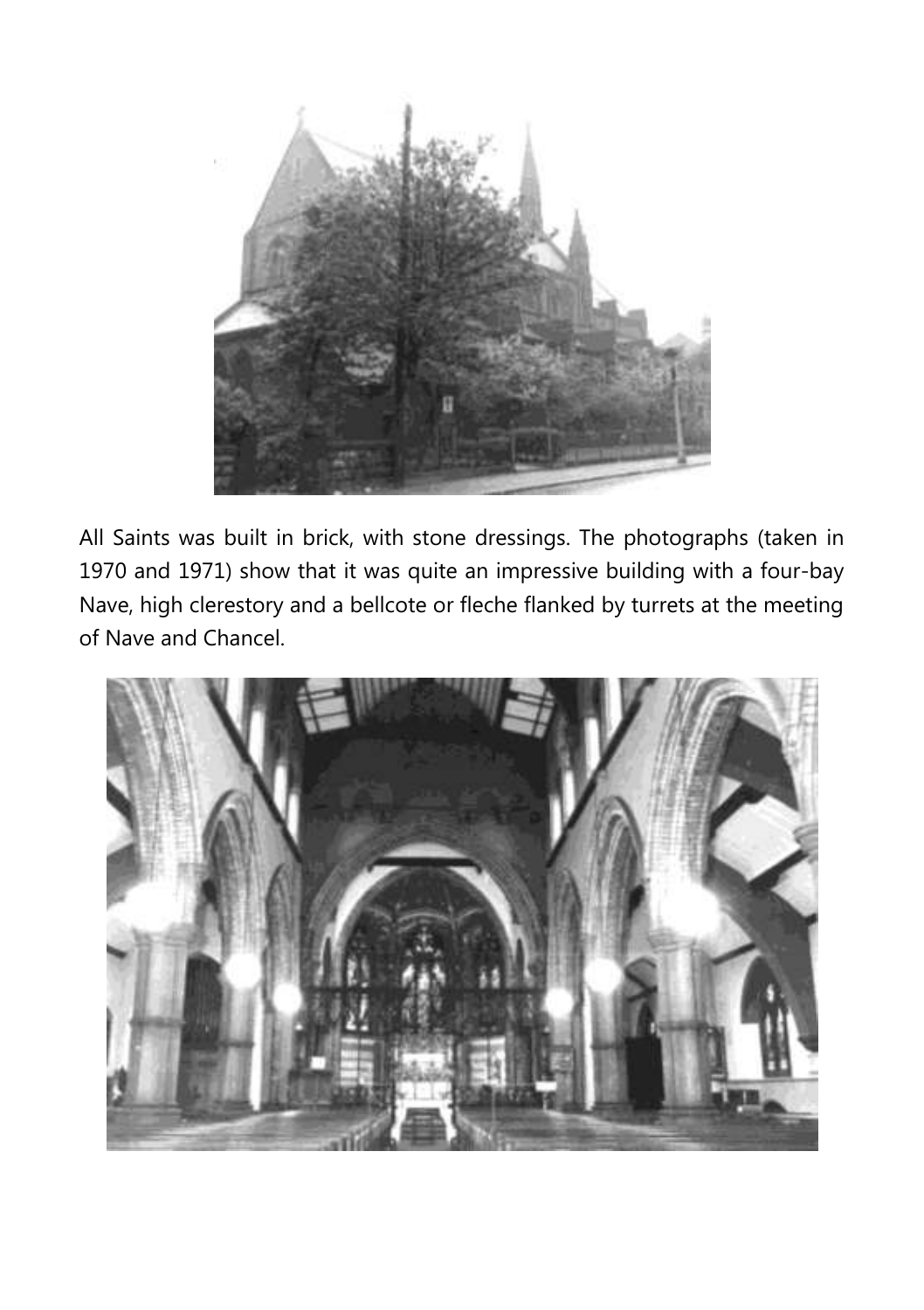All Saints was built in brick, with stone dressings. The photographs (taken in 1970 and 1971) show that it was quite an impressive building with a four-bay Nave, high clerestory and a bellcote or fleche flanked by turrets at the meeting of Nave and Chancel.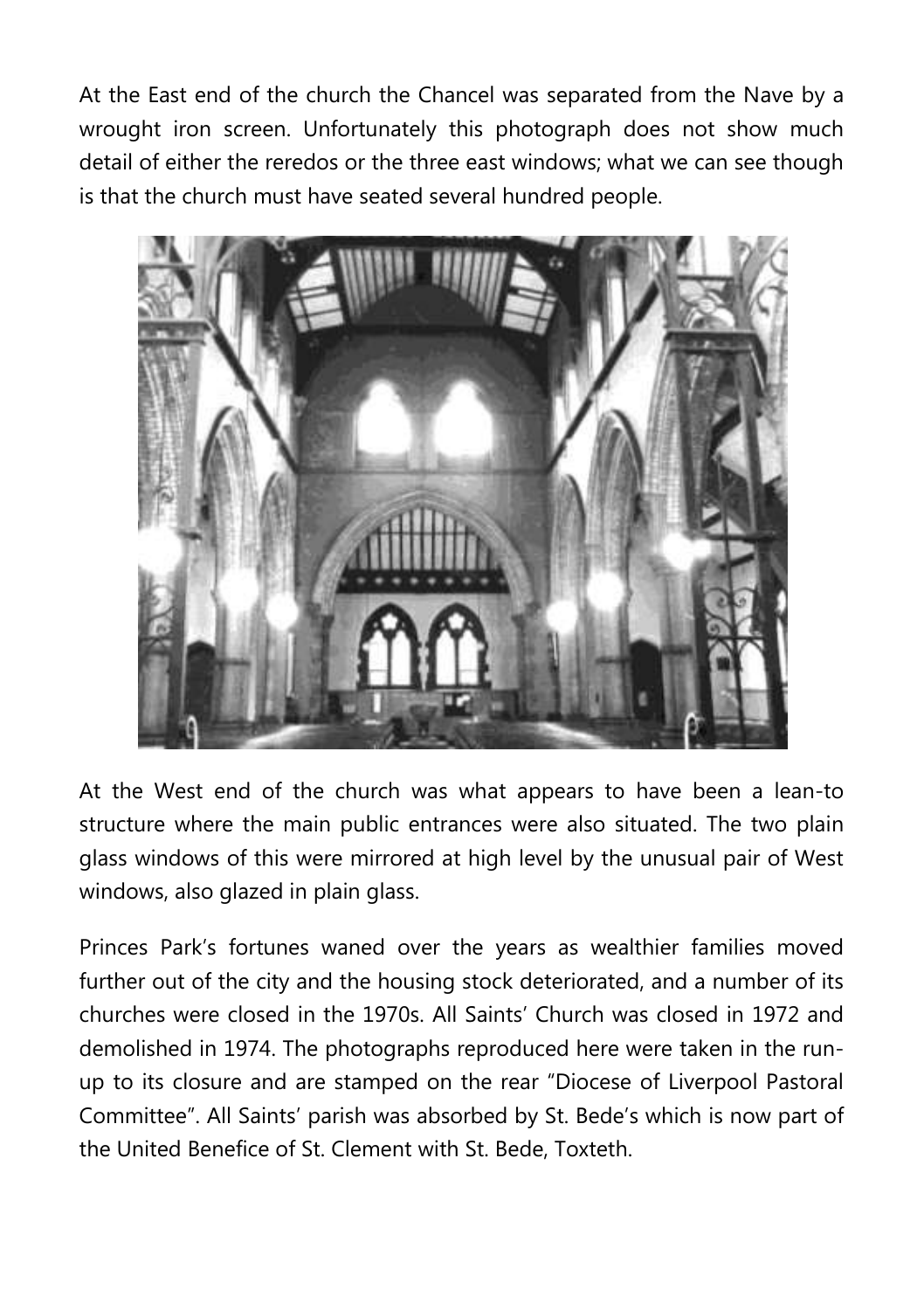At the East end of the church the Chancel was separated from the Nave by a wrought iron screen. Unfortunately this photograph does not show much detail of either the reredos or the three east windows; what we can see though is that the church must have seated several hundred people.

At the West end of the church was what appears to have been a lean-to structure where the main public entrances were also situated. The two plain glass windows of this were mirrored at high level by the unusual pair of West windows, also glazed in plain glass.

Princes Park's fortunes waned over the years as wealthier families moved further out of the city and the housing stock deteriorated, and a number of its churches were closed in the 1970s. All Saints' Church was closed in 1972 and demolished in 1974. The photographs reproduced here were taken in the run-up to its closure and are stamped on the rear "Diocese of Liverpool Pastoral Committee". All Saints' parish was absorbed by St. Bede's which is now part of the United Benefice of St. Clement with St. Bede, Toxteth.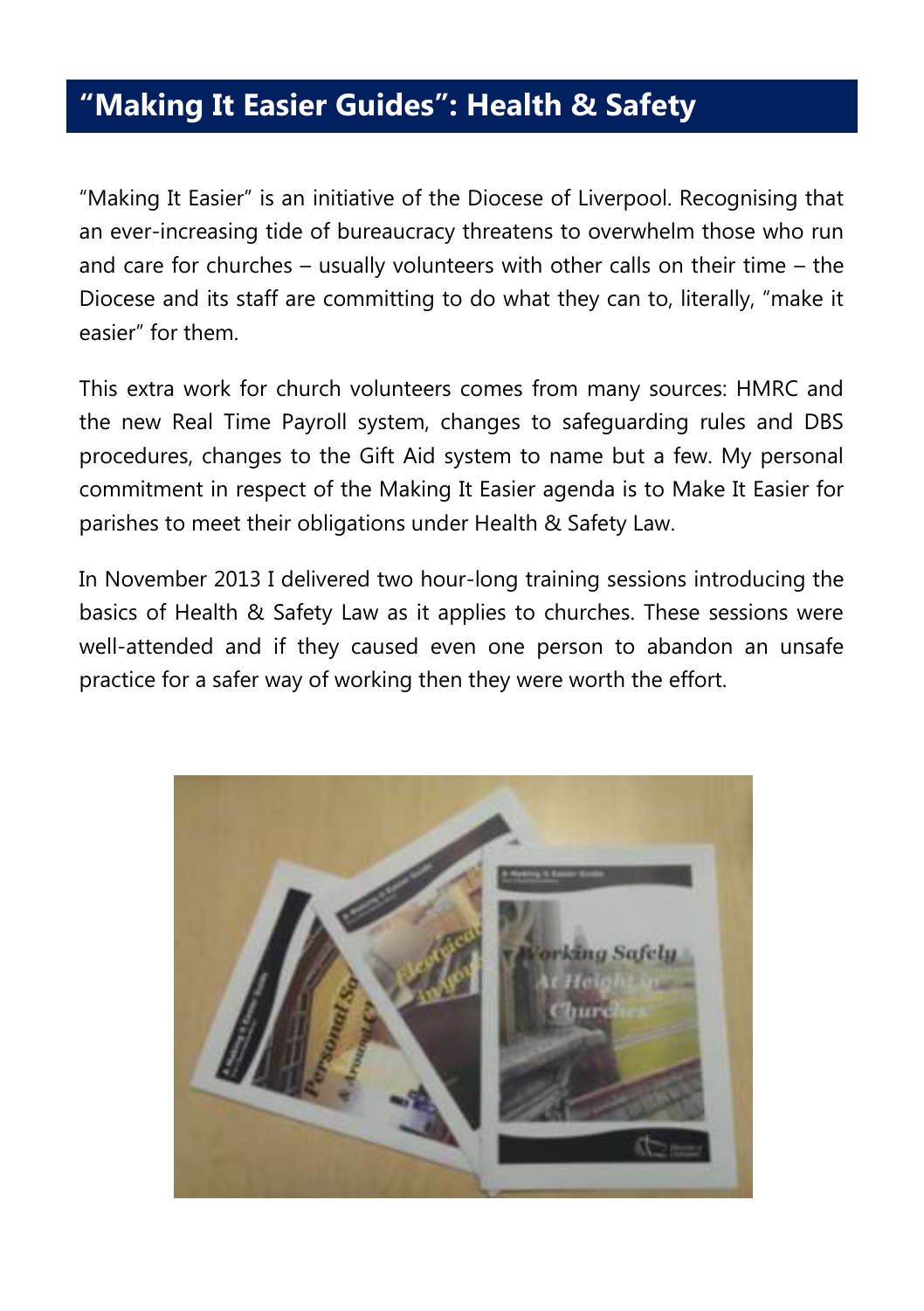## "Making It Easier Guides": Health & Safety

"Making It Easier" is an initiative of the Diocese of Liverpool. Recognising that an ever-increasing tide of bureaucracy threatens to overwhelm those who run and care for churches – usually volunteers with other calls on their time – the Diocese and its staff are committing to do what they can to, literally, "make it easier" for them.

This extra work for church volunteers comes from many sources: HMRC and the new Real Time Payroll system, changes to safeguarding rules and DBS procedures, changes to the Gift Aid system to name but a few. My personal commitment in respect of the Making It Easier agenda is to Make It Easier for parishes to meet their obligations under Health & Safety Law.

In November 2013 I delivered two hour-long training sessions introducing the basics of Health & Safety Law as it applies to churches. These sessions were well-attended and if they caused even one person to abandon an unsafe practice for a safer way of working then they were worth the effort.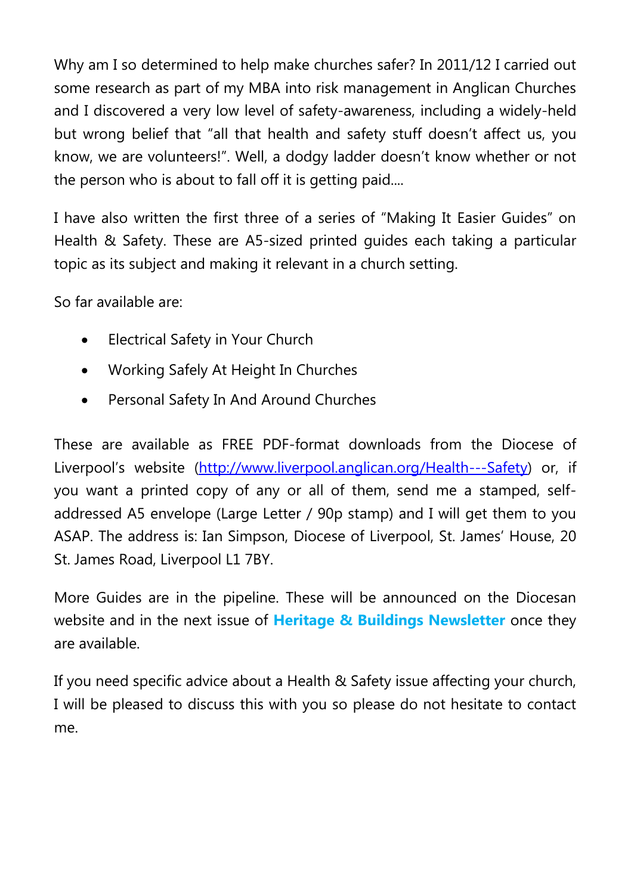Why am I so determined to help make churches safer? In 2011/12 I carried out some research as part of my MBA into risk management in Anglican Churches and I discovered a very low level of safety-awareness, including a widely-held but wrong belief that "all that health and safety stuff doesn't affect us, you know, we are volunteers!". Well, a dodgy ladder doesn't know whether or not the person who is about to fall off it is getting paid....

I have also written the first three of a series of "Making It Easier Guides" on Health & Safety. These are A5-sized printed guides each taking a particular topic as its subject and making it relevant in a church setting.

So far available are:

- Electrical Safety in Your Church
- Working Safely At Height In Churches
- Personal Safety In And Around Churches

These are available as FREE PDF-format downloads from the Diocese of Liverpool's website ([http://www.liverpool.anglican.org/Health---Safety](http://www.liverpool.anglican.org/Health---Safety)) or, if you want a printed copy of any or all of them, send me a stamped, self-addressed A5 envelope (Large Letter / 90p stamp) and I will get them to you ASAP. The address is: Ian Simpson, Diocese of Liverpool, St. James' House, 20 St. James Road, Liverpool L1 7BY.

More Guides are in the pipeline. These will be announced on the Diocesan website and in the next issue of **Heritage & Buildings Newsletter** once they are available.

If you need specific advice about a Health & Safety issue affecting your church, I will be pleased to discuss this with you so please do not hesitate to contact me.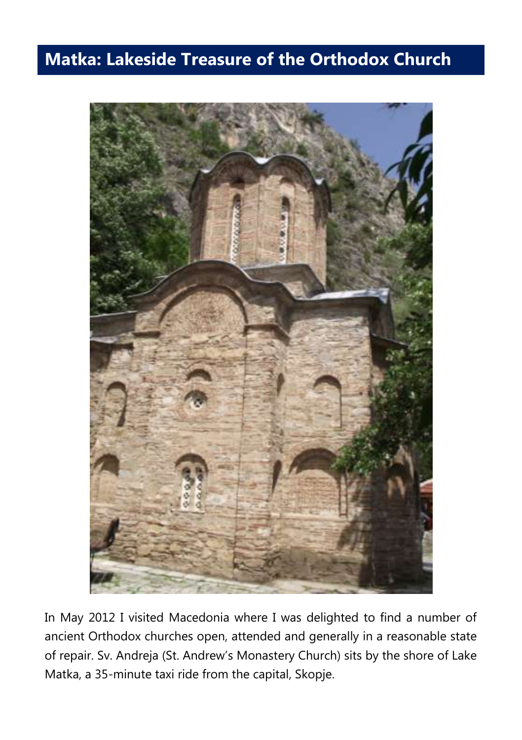## Matka: Lakeside Treasure of the Orthodox Church

In May 2012 I visited Macedonia where I was delighted to find a number of ancient Orthodox churches open, attended and generally in a reasonable state of repair. Sv. Andreja (St. Andrew's Monastery Church) sits by the shore of Lake Matka, a 35-minute taxi ride from the capital, Skopje.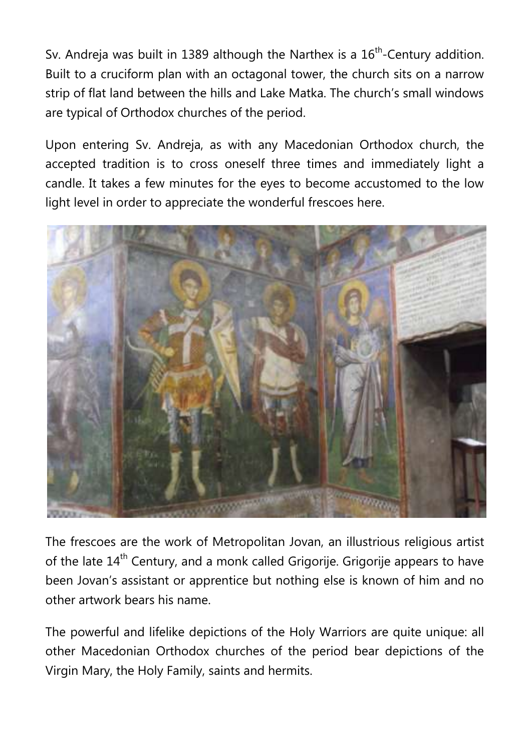Sv. Andreja was built in 1389 although the Narthex is a 16th-Century addition. Built to a cruciform plan with an octagonal tower, the church sits on a narrow strip of flat land between the hills and Lake Matka. The church's small windows are typical of Orthodox churches of the period.

Upon entering Sv. Andreja, as with any Macedonian Orthodox church, the accepted tradition is to cross oneself three times and immediately light a candle. It takes a few minutes for the eyes to become accustomed to the low light level in order to appreciate the wonderful frescoes here.

The frescoes are the work of Metropolitan Jovan, an illustrious religious artist of the late 14th Century, and a monk called Grigorije. Grigorije appears to have been Jovan's assistant or apprentice but nothing else is known of him and no other artwork bears his name.

The powerful and lifelike depictions of the Holy Warriors are quite unique: all other Macedonian Orthodox churches of the period bear depictions of the Virgin Mary, the Holy Family, saints and hermits.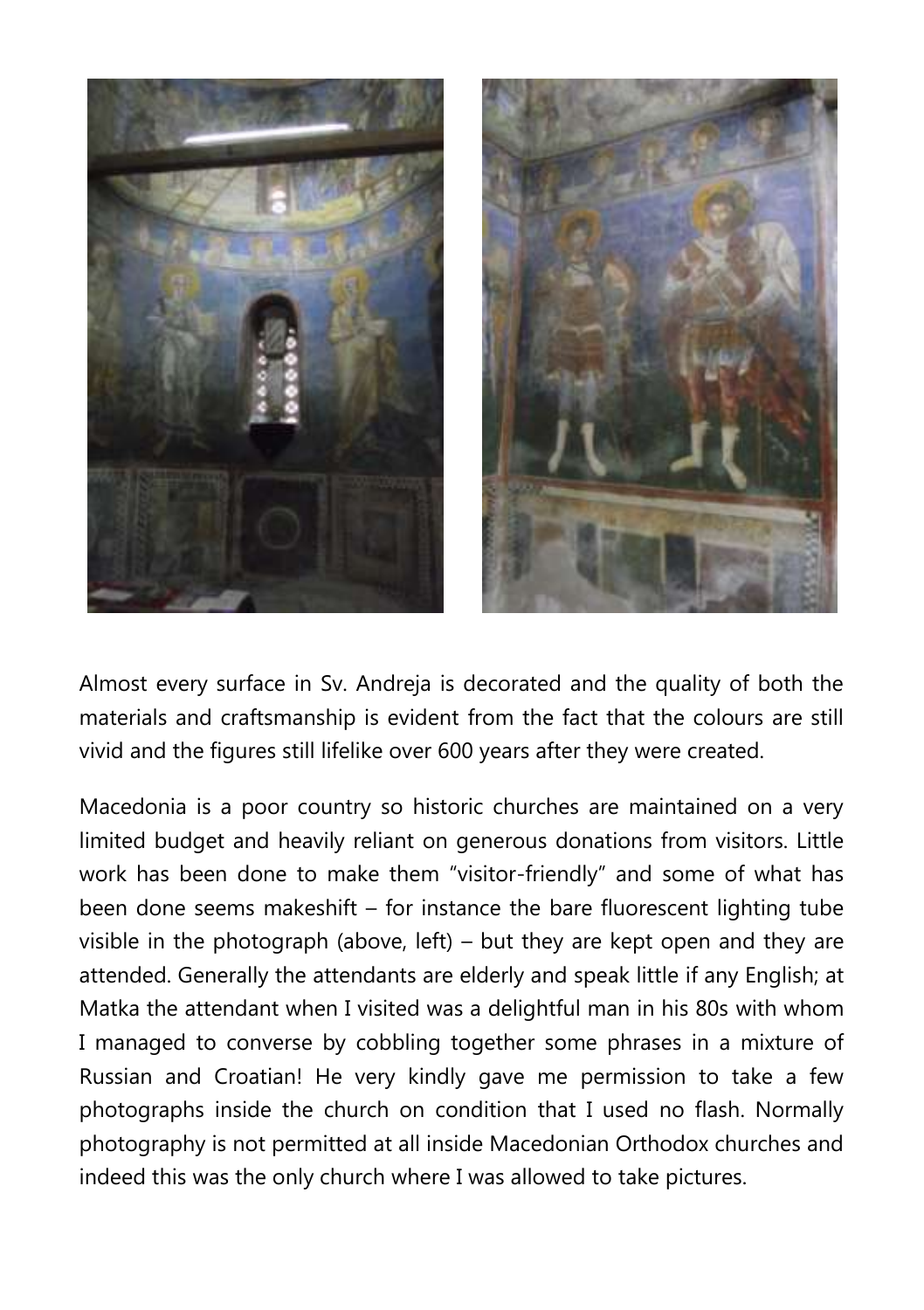Almost every surface in Sv. Andreja is decorated and the quality of both the materials and craftsmanship is evident from the fact that the colours are still vivid and the figures still lifelike over 600 years after they were created.

Macedonia is a poor country so historic churches are maintained on a very limited budget and heavily reliant on generous donations from visitors. Little work has been done to make them "visitor-friendly" and some of what has been done seems makeshift – for instance the bare fluorescent lighting tube visible in the photograph (above, left) – but they are kept open and they are attended. Generally the attendants are elderly and speak little if any English; at Matka the attendant when I visited was a delightful man in his 80s with whom I managed to converse by cobbling together some phrases in a mixture of Russian and Croatian! He very kindly gave me permission to take a few photographs inside the church on condition that I used no flash. Normally photography is not permitted at all inside Macedonian Orthodox churches and indeed this was the only church where I was allowed to take pictures.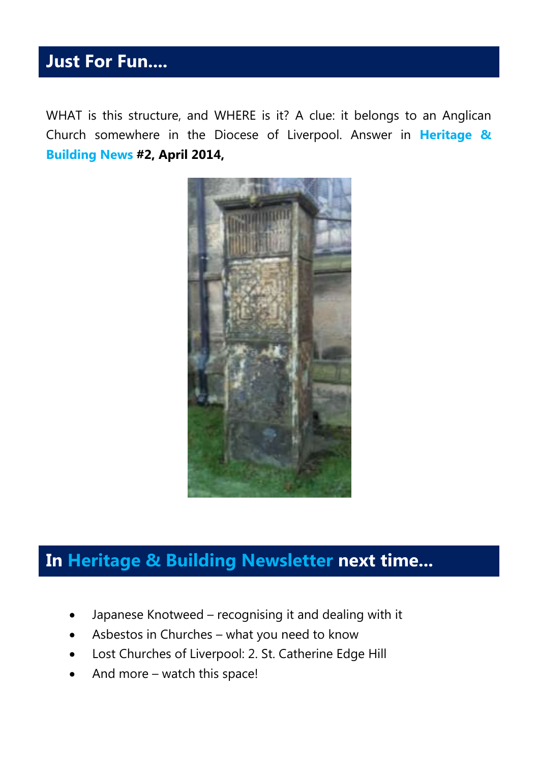## Just For Fun....

WHAT is this structure, and WHERE is it? A clue: it belongs to an Anglican Church somewhere in the Diocese of Liverpool. Answer in **Heritage & Building News #2, April 2014,**

## In Heritage & Building Newsletter next time...

- Japanese Knotweed – recognising it and dealing with it
- Asbestos in Churches – what you need to know
- Lost Churches of Liverpool: 2. St. Catherine Edge Hill
- And more – watch this space!